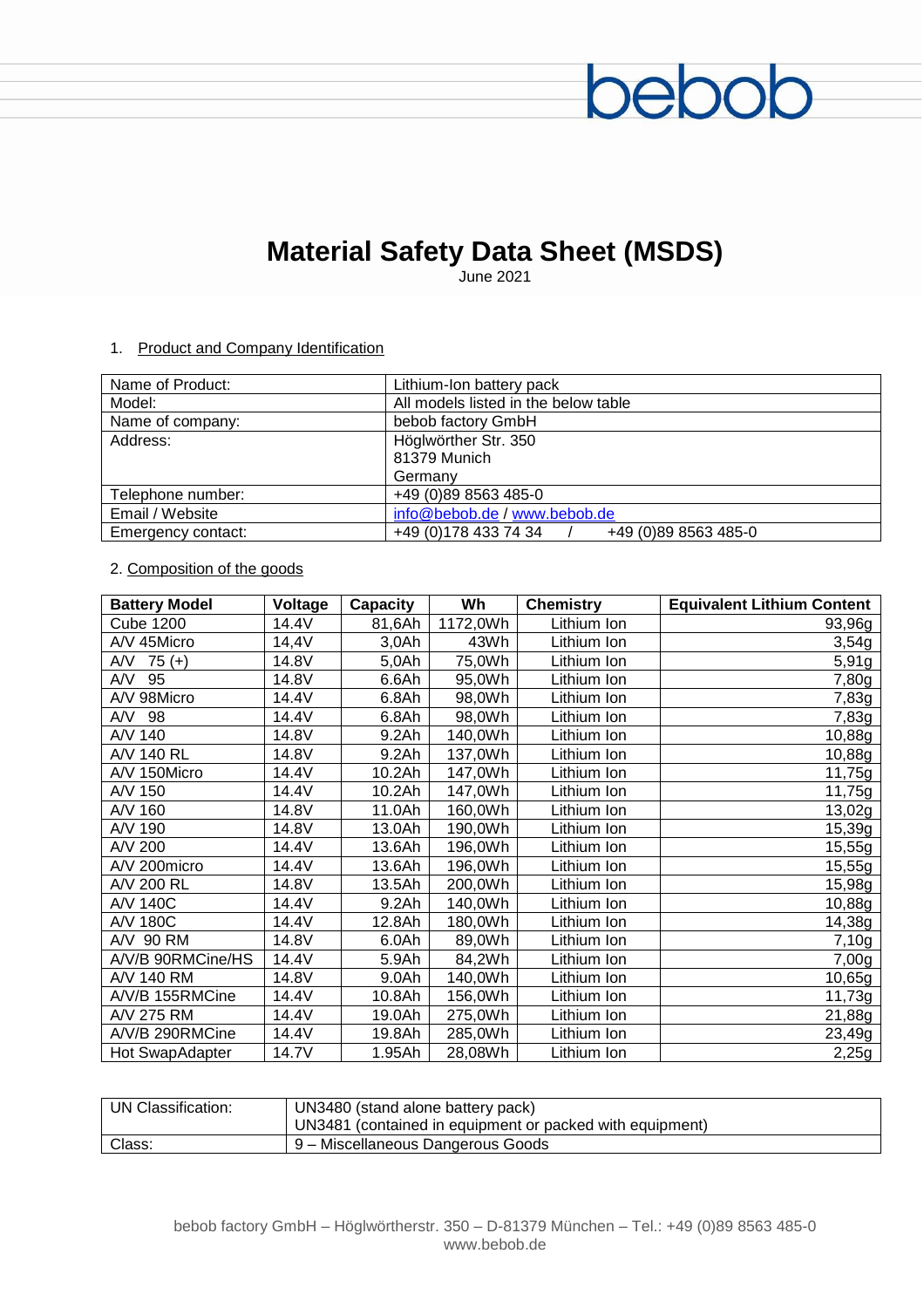# Material Safety Data Sheet (MSDS)

June 2021

## 1. Product and Company Identification

| | |
|---|---|
| Name of Product: | Lithium-Ion battery pack |
| Model: | All models listed in the below table |
| Name of company: | bebob factory GmbH |
| Address: | Höglwörther Str. 350<br>81379 Munich<br>Germany |
| Telephone number: | +49 (0)89 8563 485-0 |
| Email / Website | info@bebob.de / www.bebob.de |
| Emergency contact: | +49 (0)178 433 74 34 / +49 (0)89 8563 485-0 |

## 2. Composition of the goods

| Battery Model | Voltage | Capacity | Wh | Chemistry | Equivalent Lithium Content |
|---|---|---|---|---|---|
| Cube 1200 | 14.4V | 81,6Ah | 1172,0Wh | Lithium Ion | 93,96g |
| A/V 45Micro | 14,4V | 3,0Ah | 43Wh | Lithium Ion | 3,54g |
| A/V 75 (+) | 14.8V | 5,0Ah | 75,0Wh | Lithium Ion | 5,91g |
| A/V 95 | 14.8V | 6.6Ah | 95,0Wh | Lithium Ion | 7,80g |
| A/V 98Micro | 14.4V | 6.8Ah | 98,0Wh | Lithium Ion | 7,83g |
| A/V 98 | 14.4V | 6.8Ah | 98,0Wh | Lithium Ion | 7,83g |
| A/V 140 | 14.8V | 9.2Ah | 140,0Wh | Lithium Ion | 10,88g |
| A/V 140 RL | 14.8V | 9.2Ah | 137,0Wh | Lithium Ion | 10,88g |
| A/V 150Micro | 14.4V | 10.2Ah | 147,0Wh | Lithium Ion | 11,75g |
| A/V 150 | 14.4V | 10.2Ah | 147,0Wh | Lithium Ion | 11,75g |
| A/V 160 | 14.8V | 11.0Ah | 160,0Wh | Lithium Ion | 13,02g |
| A/V 190 | 14.8V | 13.0Ah | 190,0Wh | Lithium Ion | 15,39g |
| A/V 200 | 14.4V | 13.6Ah | 196,0Wh | Lithium Ion | 15,55g |
| A/V 200micro | 14.4V | 13.6Ah | 196,0Wh | Lithium Ion | 15,55g |
| A/V 200 RL | 14.8V | 13.5Ah | 200,0Wh | Lithium Ion | 15,98g |
| A/V 140C | 14.4V | 9.2Ah | 140,0Wh | Lithium Ion | 10,88g |
| A/V 180C | 14.4V | 12.8Ah | 180,0Wh | Lithium Ion | 14,38g |
| A/V 90 RM | 14.8V | 6.0Ah | 89,0Wh | Lithium Ion | 7,10g |
| A/V/B 90RMCine/HS | 14.4V | 5.9Ah | 84,2Wh | Lithium Ion | 7,00g |
| A/V 140 RM | 14.8V | 9.0Ah | 140,0Wh | Lithium Ion | 10,65g |
| A/V/B 155RMCine | 14.4V | 10.8Ah | 156,0Wh | Lithium Ion | 11,73g |
| A/V 275 RM | 14.4V | 19.0Ah | 275,0Wh | Lithium Ion | 21,88g |
| A/V/B 290RMCine | 14.4V | 19.8Ah | 285,0Wh | Lithium Ion | 23,49g |
| Hot SwapAdapter | 14.7V | 1.95Ah | 28,08Wh | Lithium Ion | 2,25g |

| | |
|---|---|
| UN Classification: | UN3480 (stand alone battery pack)<br>UN3481 (contained in equipment or packed with equipment) |
| Class: | 9 – Miscellaneous Dangerous Goods |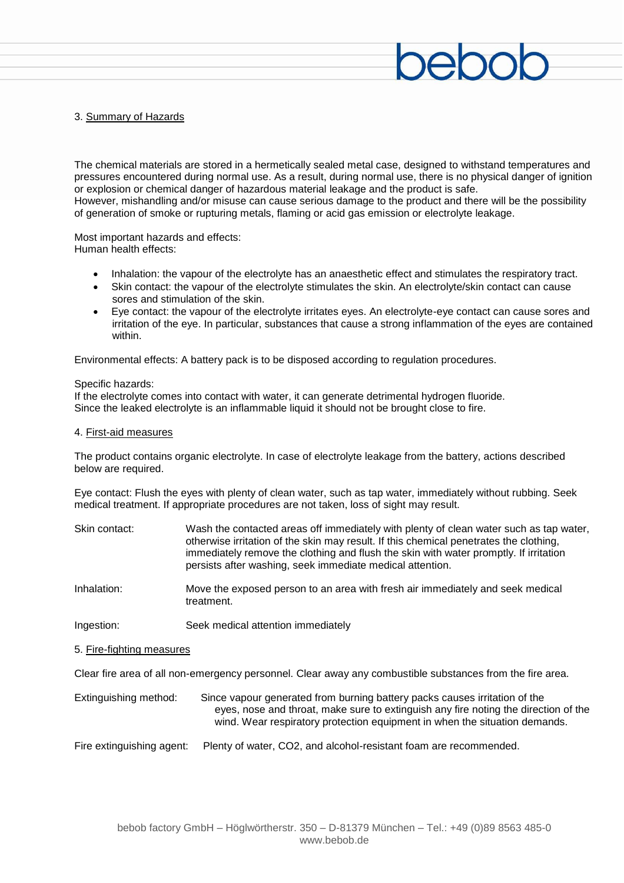## 3. Summary of Hazards

The chemical materials are stored in a hermetically sealed metal case, designed to withstand temperatures and pressures encountered during normal use. As a result, during normal use, there is no physical danger of ignition or explosion or chemical danger of hazardous material leakage and the product is safe.
However, mishandling and/or misuse can cause serious damage to the product and there will be the possibility of generation of smoke or rupturing metals, flaming or acid gas emission or electrolyte leakage.

Most important hazards and effects:
Human health effects:

- Inhalation: the vapour of the electrolyte has an anaesthetic effect and stimulates the respiratory tract.
- Skin contact: the vapour of the electrolyte stimulates the skin. An electrolyte/skin contact can cause sores and stimulation of the skin.
- Eye contact: the vapour of the electrolyte irritates eyes. An electrolyte-eye contact can cause sores and irritation of the eye. In particular, substances that cause a strong inflammation of the eyes are contained within.

Environmental effects: A battery pack is to be disposed according to regulation procedures.

Specific hazards:
If the electrolyte comes into contact with water, it can generate detrimental hydrogen fluoride.
Since the leaked electrolyte is an inflammable liquid it should not be brought close to fire.

## 4. First-aid measures

The product contains organic electrolyte. In case of electrolyte leakage from the battery, actions described below are required.

Eye contact: Flush the eyes with plenty of clean water, such as tap water, immediately without rubbing. Seek medical treatment. If appropriate procedures are not taken, loss of sight may result.

Skin contact: Wash the contacted areas off immediately with plenty of clean water such as tap water, otherwise irritation of the skin may result. If this chemical penetrates the clothing, immediately remove the clothing and flush the skin with water promptly. If irritation persists after washing, seek immediate medical attention.

Inhalation: Move the exposed person to an area with fresh air immediately and seek medical treatment.

Ingestion: Seek medical attention immediately

## 5. Fire-fighting measures

Clear fire area of all non-emergency personnel. Clear away any combustible substances from the fire area.

Extinguishing method: Since vapour generated from burning battery packs causes irritation of the eyes, nose and throat, make sure to extinguish any fire noting the direction of the wind. Wear respiratory protection equipment in when the situation demands.

Fire extinguishing agent: Plenty of water, $CO_2$, and alcohol-resistant foam are recommended.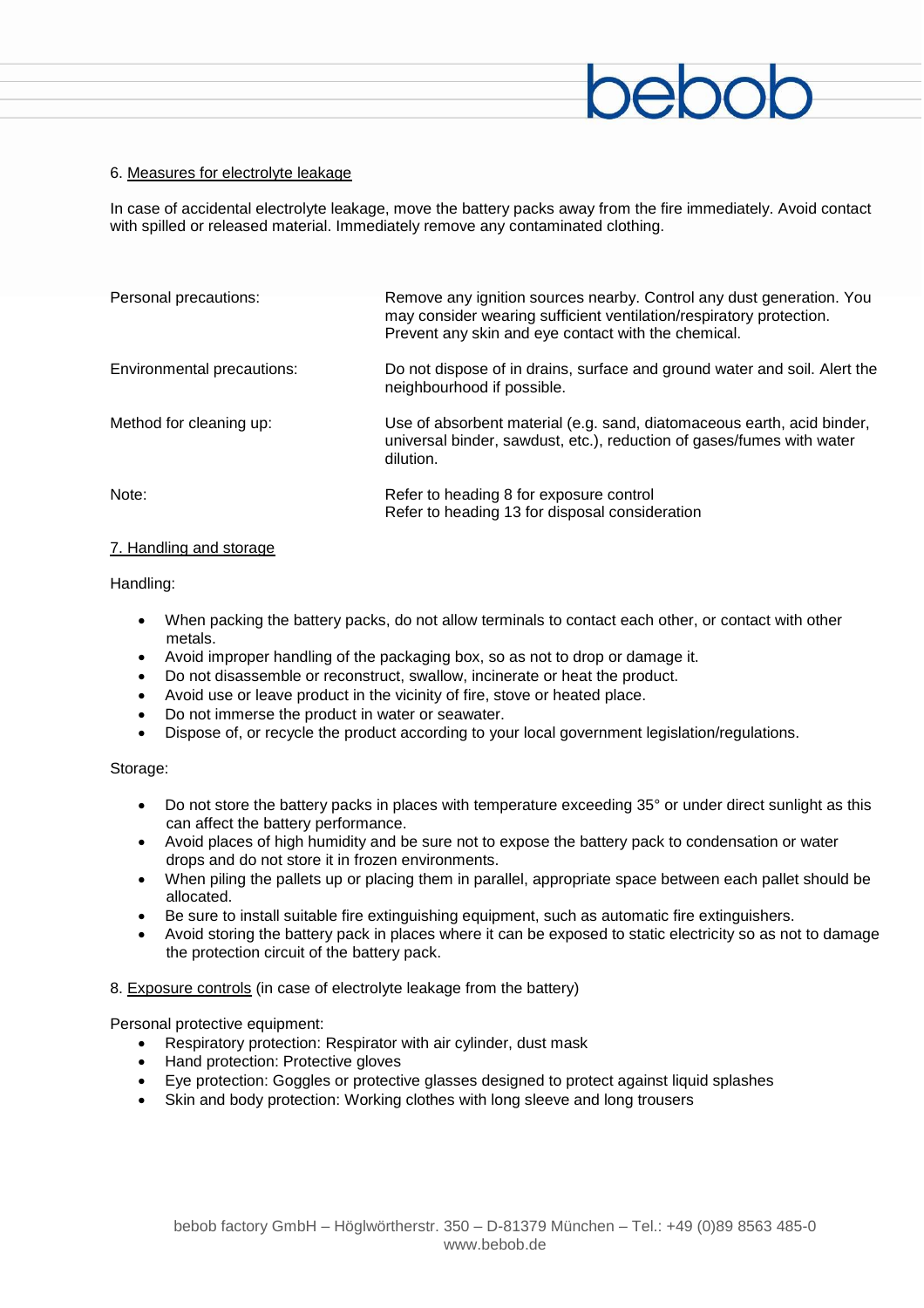## 6. Measures for electrolyte leakage

In case of accidental electrolyte leakage, move the battery packs away from the fire immediately. Avoid contact with spilled or released material. Immediately remove any contaminated clothing.

| | |
|---|---|
| Personal precautions: | Remove any ignition sources nearby. Control any dust generation. You may consider wearing sufficient ventilation/respiratory protection. Prevent any skin and eye contact with the chemical. |
| Environmental precautions: | Do not dispose of in drains, surface and ground water and soil. Alert the neighbourhood if possible. |
| Method for cleaning up: | Use of absorbent material (e.g. sand, diatomaceous earth, acid binder, universal binder, sawdust, etc.), reduction of gases/fumes with water dilution. |
| Note: | Refer to heading 8 for exposure control<br>Refer to heading 13 for disposal consideration |

## 7. Handling and storage

Handling:

- When packing the battery packs, do not allow terminals to contact each other, or contact with other metals.
- Avoid improper handling of the packaging box, so as not to drop or damage it.
- Do not disassemble or reconstruct, swallow, incinerate or heat the product.
- Avoid use or leave product in the vicinity of fire, stove or heated place.
- Do not immerse the product in water or seawater.
- Dispose of, or recycle the product according to your local government legislation/regulations.

Storage:

- Do not store the battery packs in places with temperature exceeding 35° or under direct sunlight as this can affect the battery performance.
- Avoid places of high humidity and be sure not to expose the battery pack to condensation or water drops and do not store it in frozen environments.
- When piling the pallets up or placing them in parallel, appropriate space between each pallet should be allocated.
- Be sure to install suitable fire extinguishing equipment, such as automatic fire extinguishers.
- Avoid storing the battery pack in places where it can be exposed to static electricity so as not to damage the protection circuit of the battery pack.

## 8. Exposure controls (in case of electrolyte leakage from the battery)

Personal protective equipment:

- Respiratory protection: Respirator with air cylinder, dust mask
- Hand protection: Protective gloves
- Eye protection: Goggles or protective glasses designed to protect against liquid splashes
- Skin and body protection: Working clothes with long sleeve and long trousers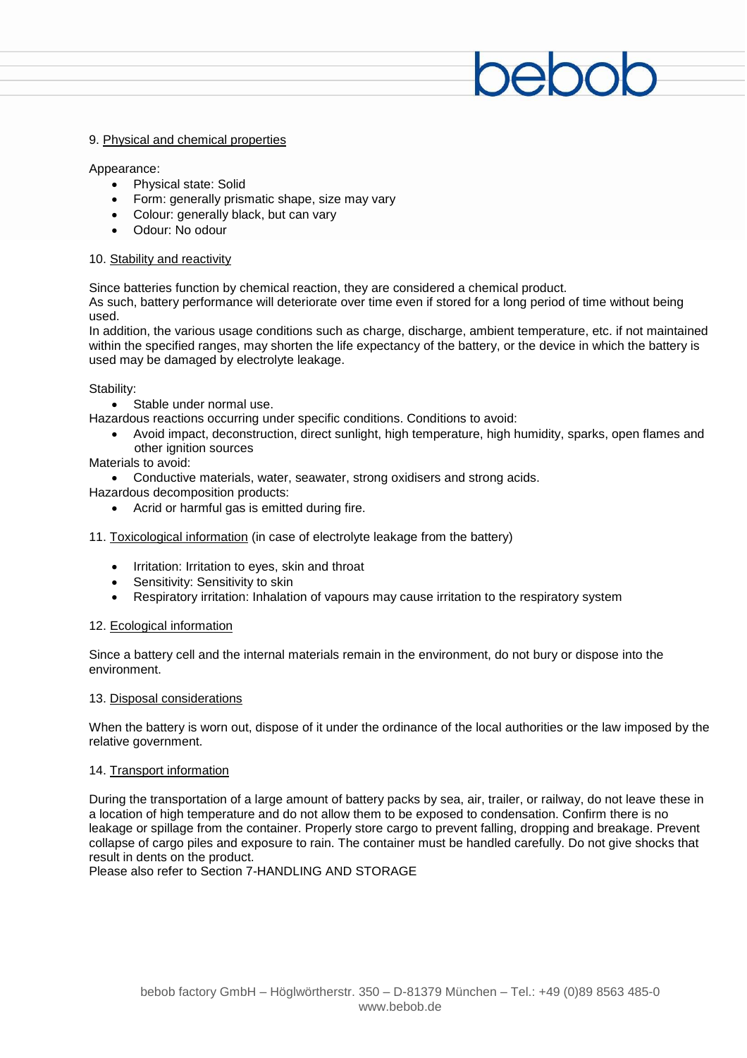## 9. Physical and chemical properties

Appearance:

- Physical state: Solid
- Form: generally prismatic shape, size may vary
- Colour: generally black, but can vary
- Odour: No odour

## 10. Stability and reactivity

Since batteries function by chemical reaction, they are considered a chemical product.
As such, battery performance will deteriorate over time even if stored for a long period of time without being used.
In addition, the various usage conditions such as charge, discharge, ambient temperature, etc. if not maintained within the specified ranges, may shorten the life expectancy of the battery, or the device in which the battery is used may be damaged by electrolyte leakage.

Stability:

- Stable under normal use.

Hazardous reactions occurring under specific conditions. Conditions to avoid:

- Avoid impact, deconstruction, direct sunlight, high temperature, high humidity, sparks, open flames and other ignition sources

Materials to avoid:

- Conductive materials, water, seawater, strong oxidisers and strong acids.

Hazardous decomposition products:

- Acrid or harmful gas is emitted during fire.

## 11. Toxicological information (in case of electrolyte leakage from the battery)

- Irritation: Irritation to eyes, skin and throat
- Sensitivity: Sensitivity to skin
- Respiratory irritation: Inhalation of vapours may cause irritation to the respiratory system

## 12. Ecological information

Since a battery cell and the internal materials remain in the environment, do not bury or dispose into the environment.

## 13. Disposal considerations

When the battery is worn out, dispose of it under the ordinance of the local authorities or the law imposed by the relative government.

## 14. Transport information

During the transportation of a large amount of battery packs by sea, air, trailer, or railway, do not leave these in a location of high temperature and do not allow them to be exposed to condensation. Confirm there is no leakage or spillage from the container. Properly store cargo to prevent falling, dropping and breakage. Prevent collapse of cargo piles and exposure to rain. The container must be handled carefully. Do not give shocks that result in dents on the product.
Please also refer to Section 7-HANDLING AND STORAGE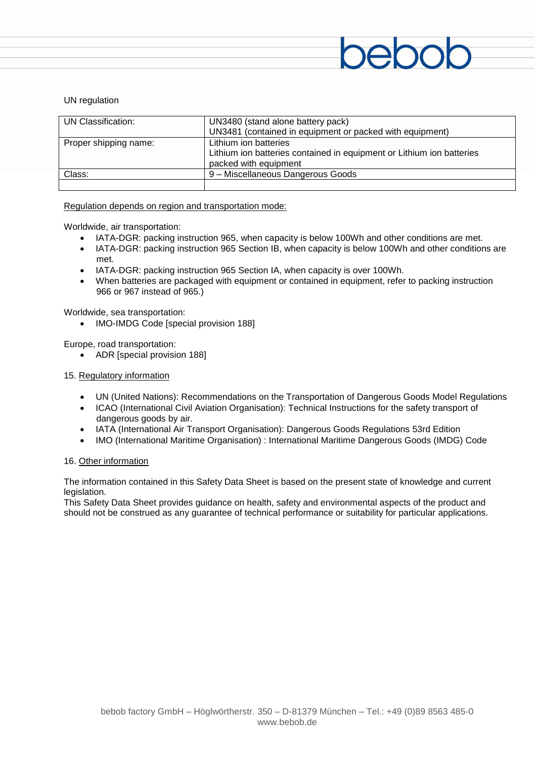UN regulation

| | |
|---|---|
| UN Classification: | UN3480 (stand alone battery pack)<br>UN3481 (contained in equipment or packed with equipment) |
| Proper shipping name: | Lithium ion batteries<br>Lithium ion batteries contained in equipment or Lithium ion batteries packed with equipment |
| Class: | 9 – Miscellaneous Dangerous Goods |
| | |

Regulation depends on region and transportation mode:

Worldwide, air transportation:

- IATA-DGR: packing instruction 965, when capacity is below 100Wh and other conditions are met.
- IATA-DGR: packing instruction 965 Section IB, when capacity is below 100Wh and other conditions are met.
- IATA-DGR: packing instruction 965 Section IA, when capacity is over 100Wh.
- When batteries are packaged with equipment or contained in equipment, refer to packing instruction 966 or 967 instead of 965.)

Worldwide, sea transportation:

- IMO-IMDG Code [special provision 188]

Europe, road transportation:

- ADR [special provision 188]

## 15. Regulatory information

- UN (United Nations): Recommendations on the Transportation of Dangerous Goods Model Regulations
- ICAO (International Civil Aviation Organisation): Technical Instructions for the safety transport of dangerous goods by air.
- IATA (International Air Transport Organisation): Dangerous Goods Regulations 53rd Edition
- IMO (International Maritime Organisation) : International Maritime Dangerous Goods (IMDG) Code

## 16. Other information

The information contained in this Safety Data Sheet is based on the present state of knowledge and current legislation.
This Safety Data Sheet provides guidance on health, safety and environmental aspects of the product and should not be construed as any guarantee of technical performance or suitability for particular applications.